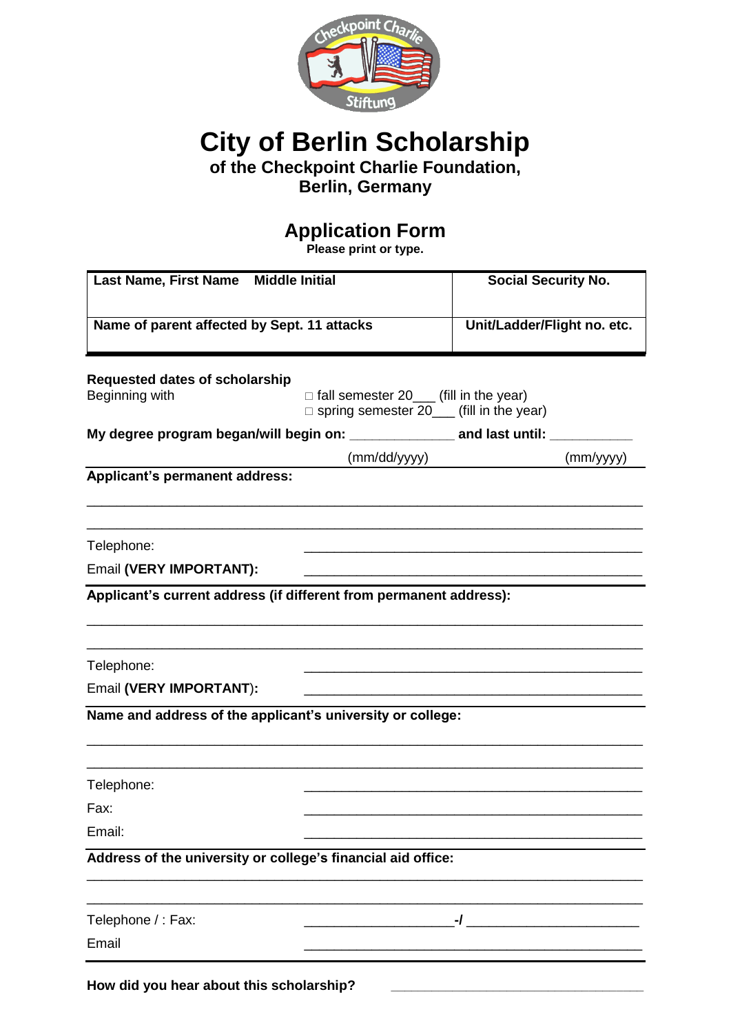# City of Berlin Scholarship

**of the Checkpoint Charlie Foundation, Berlin, Germany**

## Application Form

**Please print or type.**

| **Last Name, First Name    Middle Initial** | **Social Security No.** |
|---|---|
| **Name of parent affected by Sept. 11 attacks** | **Unit/Ladder/Flight no. etc.** |

**Requested dates of scholarship**

Beginning with
- □ fall semester 20___ (fill in the year)
- □ spring semester 20___ (fill in the year)

**My degree program began/will begin on:** _____________ (mm/dd/yyyy) **and last until:** ___________ (mm/yyyy)

**Applicant's permanent address:**

_______________________________________________________________________

_______________________________________________________________________

Telephone: _______________________________________________

Email **(VERY IMPORTANT):** _______________________________________________

**Applicant's current address (if different from permanent address):**

_______________________________________________________________________

_______________________________________________________________________

Telephone: _______________________________________________

Email **(VERY IMPORTANT):** _______________________________________________

**Name and address of the applicant's university or college:**

_______________________________________________________________________

_______________________________________________________________________

Telephone: _______________________________________________

Fax: _______________________________________________

Email: _______________________________________________

**Address of the university or college's financial aid office:**

_______________________________________________________________________

_______________________________________________________________________

Telephone / : Fax: ____________________**-/** ______________________

Email _______________________________________________

**How did you hear about this scholarship?** ________________________________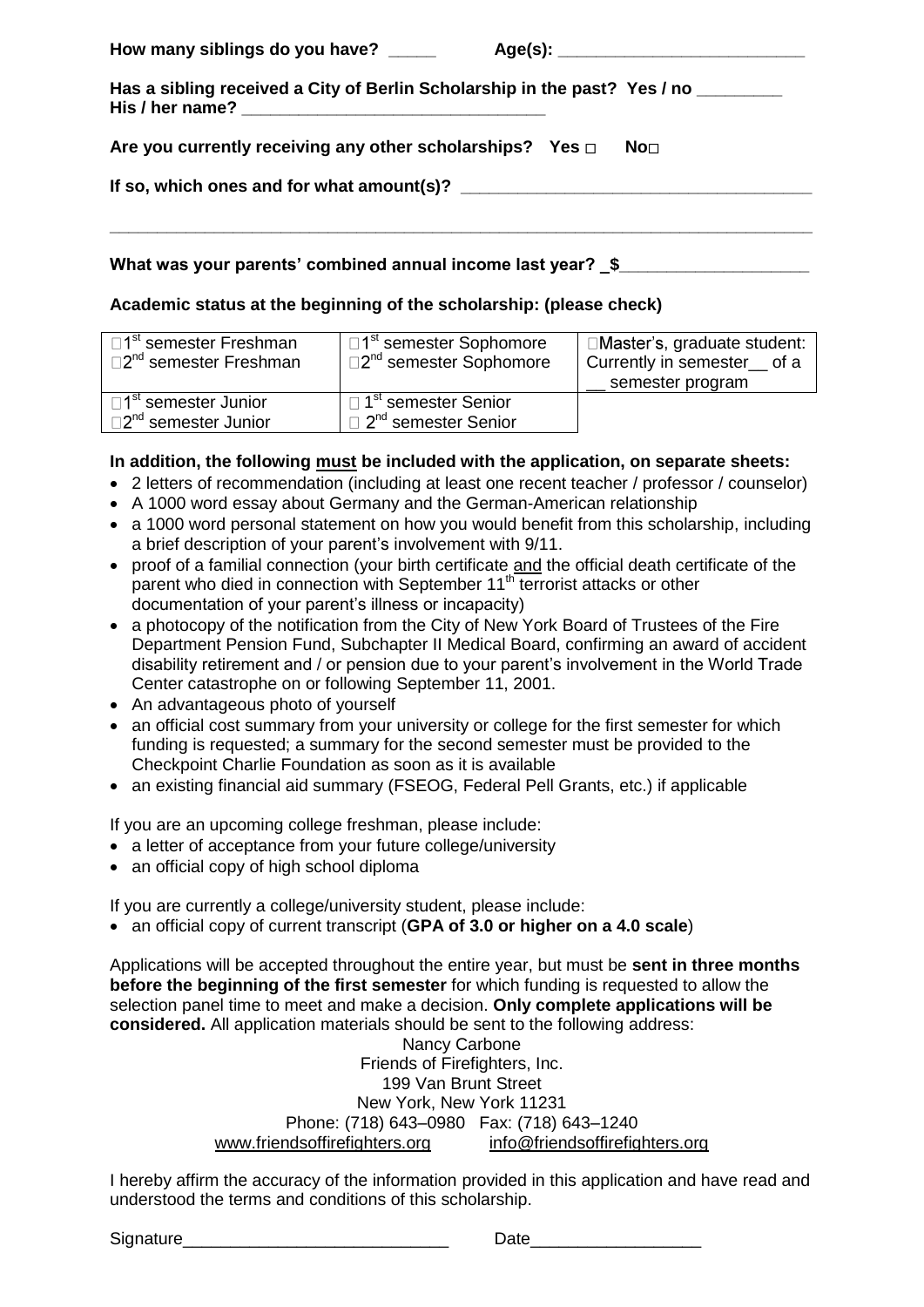**How many siblings do you have? _____ Age(s): _________________________**

**Has a sibling received a City of Berlin Scholarship in the past? Yes / no ________**
**His / her name? _______________________________**

**Are you currently receiving any other scholarships? Yes □ No□**

**If so, which ones and for what amount(s)? ____________________________________**

______________________________________________________________________________

**What was your parents' combined annual income last year? _$____________________**

**Academic status at the beginning of the scholarship: (please check)**

| | | |
|---|---|---|
| □1st semester Freshman<br>□2nd semester Freshman | □1st semester Sophomore<br>□2nd semester Sophomore | □Master's, graduate student: Currently in semester__ of a __ semester program |
| □1st semester Junior<br>□2nd semester Junior | □ 1st semester Senior<br>□ 2nd semester Senior | |

**In addition, the following must be included with the application, on separate sheets:**

- 2 letters of recommendation (including at least one recent teacher / professor / counselor)
- A 1000 word essay about Germany and the German-American relationship
- a 1000 word personal statement on how you would benefit from this scholarship, including a brief description of your parent's involvement with 9/11.
- proof of a familial connection (your birth certificate and the official death certificate of the parent who died in connection with September 11th terrorist attacks or other documentation of your parent's illness or incapacity)
- a photocopy of the notification from the City of New York Board of Trustees of the Fire Department Pension Fund, Subchapter II Medical Board, confirming an award of accident disability retirement and / or pension due to your parent's involvement in the World Trade Center catastrophe on or following September 11, 2001.
- An advantageous photo of yourself
- an official cost summary from your university or college for the first semester for which funding is requested; a summary for the second semester must be provided to the Checkpoint Charlie Foundation as soon as it is available
- an existing financial aid summary (FSEOG, Federal Pell Grants, etc.) if applicable

If you are an upcoming college freshman, please include:

- a letter of acceptance from your future college/university
- an official copy of high school diploma

If you are currently a college/university student, please include:

- an official copy of current transcript (**GPA of 3.0 or higher on a 4.0 scale**)

Applications will be accepted throughout the entire year, but must be **sent in three months before the beginning of the first semester** for which funding is requested to allow the selection panel time to meet and make a decision. **Only complete applications will be considered.** All application materials should be sent to the following address:

Nancy Carbone
Friends of Firefighters, Inc.
199 Van Brunt Street
New York, New York 11231
Phone: (718) 643–0980 Fax: (718) 643–1240
www.friendsoffirefighters.org info@friendsoffirefighters.org

I hereby affirm the accuracy of the information provided in this application and have read and understood the terms and conditions of this scholarship.

Signature____________________________ Date__________________